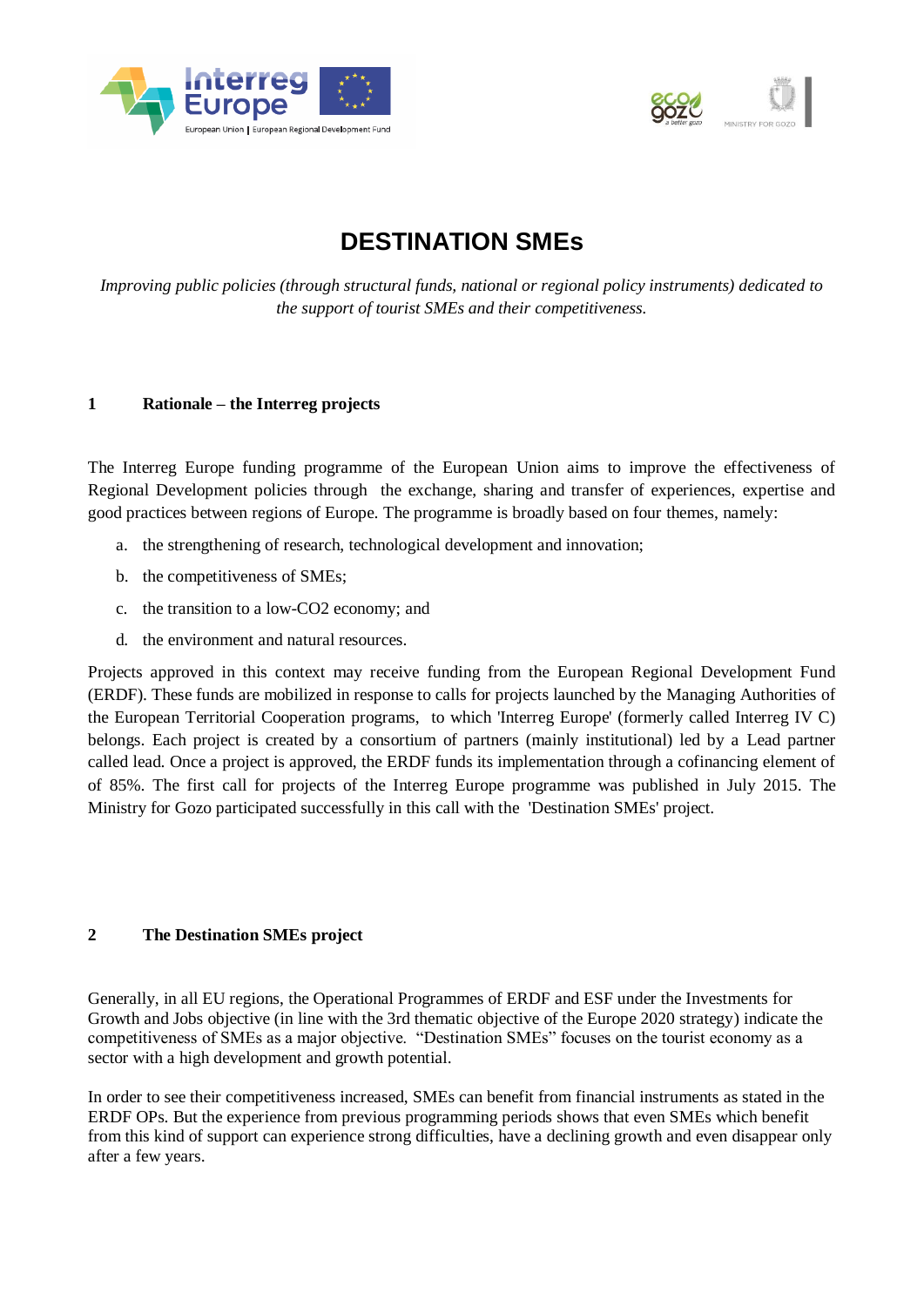# DESTINATION SMEs

*Improving public policies (through structural funds, national or regional policy instruments) dedicated to the support of tourist SMEs and their competitiveness.*

## 1 Rationale – the Interreg projects

The Interreg Europe funding programme of the European Union aims to improve the effectiveness of Regional Development policies through the exchange, sharing and transfer of experiences, expertise and good practices between regions of Europe. The programme is broadly based on four themes, namely:

a. the strengthening of research, technological development and innovation;

b. the competitiveness of SMEs;

c. the transition to a low-CO2 economy; and

d. the environment and natural resources.

Projects approved in this context may receive funding from the European Regional Development Fund (ERDF). These funds are mobilized in response to calls for projects launched by the Managing Authorities of the European Territorial Cooperation programs, to which 'Interreg Europe' (formerly called Interreg IV C) belongs. Each project is created by a consortium of partners (mainly institutional) led by a Lead partner called lead. Once a project is approved, the ERDF funds its implementation through a cofinancing element of of 85%. The first call for projects of the Interreg Europe programme was published in July 2015. The Ministry for Gozo participated successfully in this call with the 'Destination SMEs' project.

## 2 The Destination SMEs project

Generally, in all EU regions, the Operational Programmes of ERDF and ESF under the Investments for Growth and Jobs objective (in line with the 3rd thematic objective of the Europe 2020 strategy) indicate the competitiveness of SMEs as a major objective. "Destination SMEs" focuses on the tourist economy as a sector with a high development and growth potential.

In order to see their competitiveness increased, SMEs can benefit from financial instruments as stated in the ERDF OPs. But the experience from previous programming periods shows that even SMEs which benefit from this kind of support can experience strong difficulties, have a declining growth and even disappear only after a few years.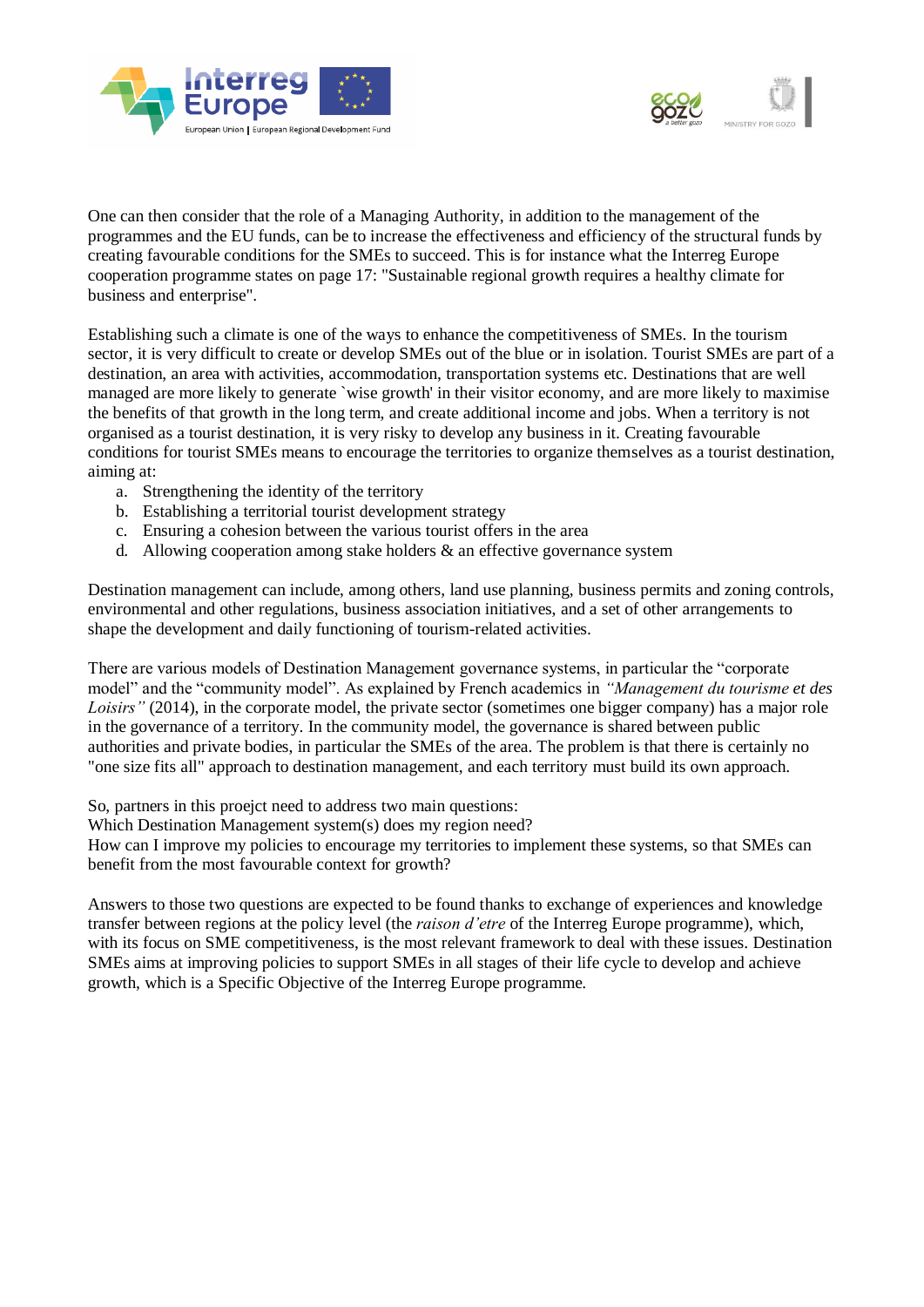One can then consider that the role of a Managing Authority, in addition to the management of the programmes and the EU funds, can be to increase the effectiveness and efficiency of the structural funds by creating favourable conditions for the SMEs to succeed. This is for instance what the Interreg Europe cooperation programme states on page 17: "Sustainable regional growth requires a healthy climate for business and enterprise".

Establishing such a climate is one of the ways to enhance the competitiveness of SMEs. In the tourism sector, it is very difficult to create or develop SMEs out of the blue or in isolation. Tourist SMEs are part of a destination, an area with activities, accommodation, transportation systems etc. Destinations that are well managed are more likely to generate `wise growth' in their visitor economy, and are more likely to maximise the benefits of that growth in the long term, and create additional income and jobs. When a territory is not organised as a tourist destination, it is very risky to develop any business in it. Creating favourable conditions for tourist SMEs means to encourage the territories to organize themselves as a tourist destination, aiming at:

a. Strengthening the identity of the territory
b. Establishing a territorial tourist development strategy
c. Ensuring a cohesion between the various tourist offers in the area
d. Allowing cooperation among stake holders & an effective governance system

Destination management can include, among others, land use planning, business permits and zoning controls, environmental and other regulations, business association initiatives, and a set of other arrangements to shape the development and daily functioning of tourism-related activities.

There are various models of Destination Management governance systems, in particular the “corporate model” and the “community model”. As explained by French academics in *“Management du tourisme et des Loisirs”* (2014), in the corporate model, the private sector (sometimes one bigger company) has a major role in the governance of a territory. In the community model, the governance is shared between public authorities and private bodies, in particular the SMEs of the area. The problem is that there is certainly no "one size fits all" approach to destination management, and each territory must build its own approach.

So, partners in this proejct need to address two main questions:
Which Destination Management system(s) does my region need?
How can I improve my policies to encourage my territories to implement these systems, so that SMEs can benefit from the most favourable context for growth?

Answers to those two questions are expected to be found thanks to exchange of experiences and knowledge transfer between regions at the policy level (the *raison d’etre* of the Interreg Europe programme), which, with its focus on SME competitiveness, is the most relevant framework to deal with these issues. Destination SMEs aims at improving policies to support SMEs in all stages of their life cycle to develop and achieve growth, which is a Specific Objective of the Interreg Europe programme.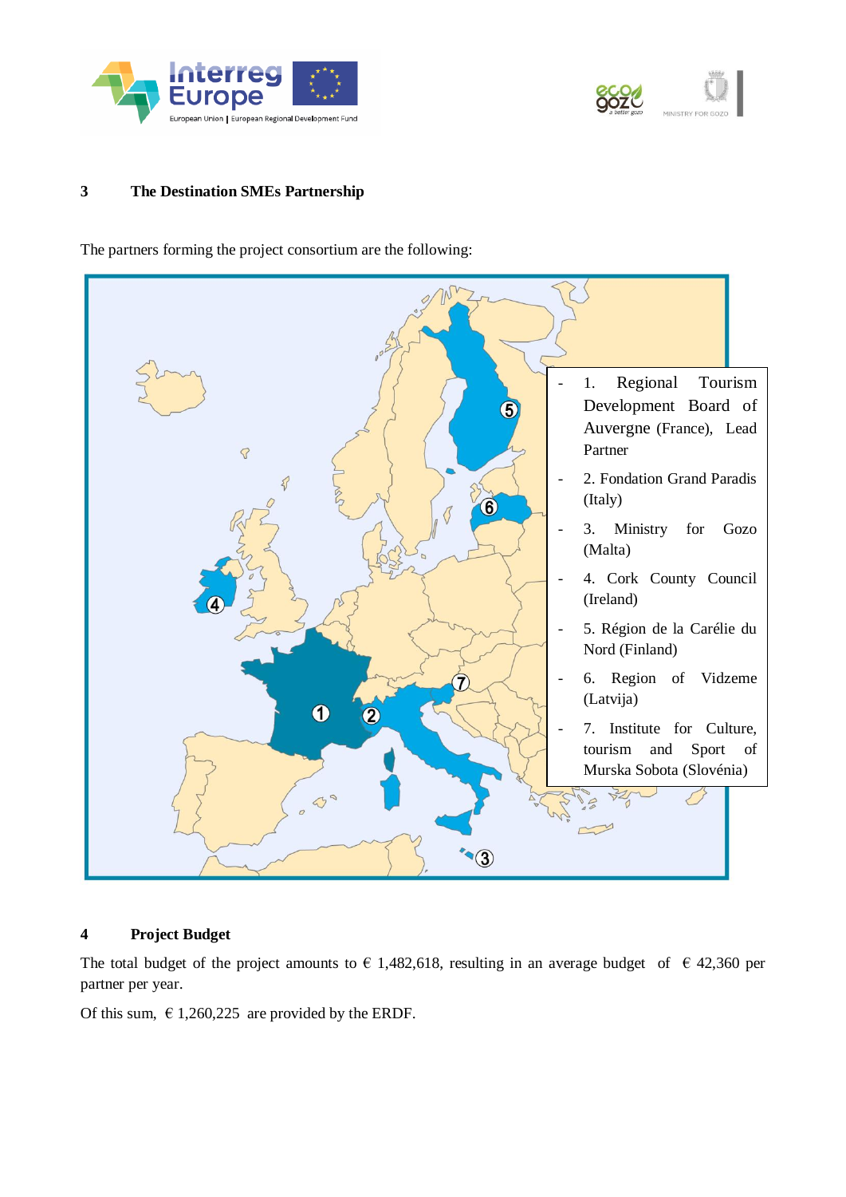## 3 The Destination SMEs Partnership

The partners forming the project consortium are the following:

- 1. Regional Tourism Development Board of Auvergne (France), Lead Partner
- 2. Fondation Grand Paradis (Italy)
- 3. Ministry for Gozo (Malta)
- 4. Cork County Council (Ireland)
- 5. Région de la Carélie du Nord (Finland)
- 6. Region of Vidzeme (Latvija)
- 7. Institute for Culture, tourism and Sport of Murska Sobota (Slovénia)

## 4 Project Budget

The total budget of the project amounts to € 1,482,618, resulting in an average budget of € 42,360 per partner per year.

Of this sum, € 1,260,225 are provided by the ERDF.